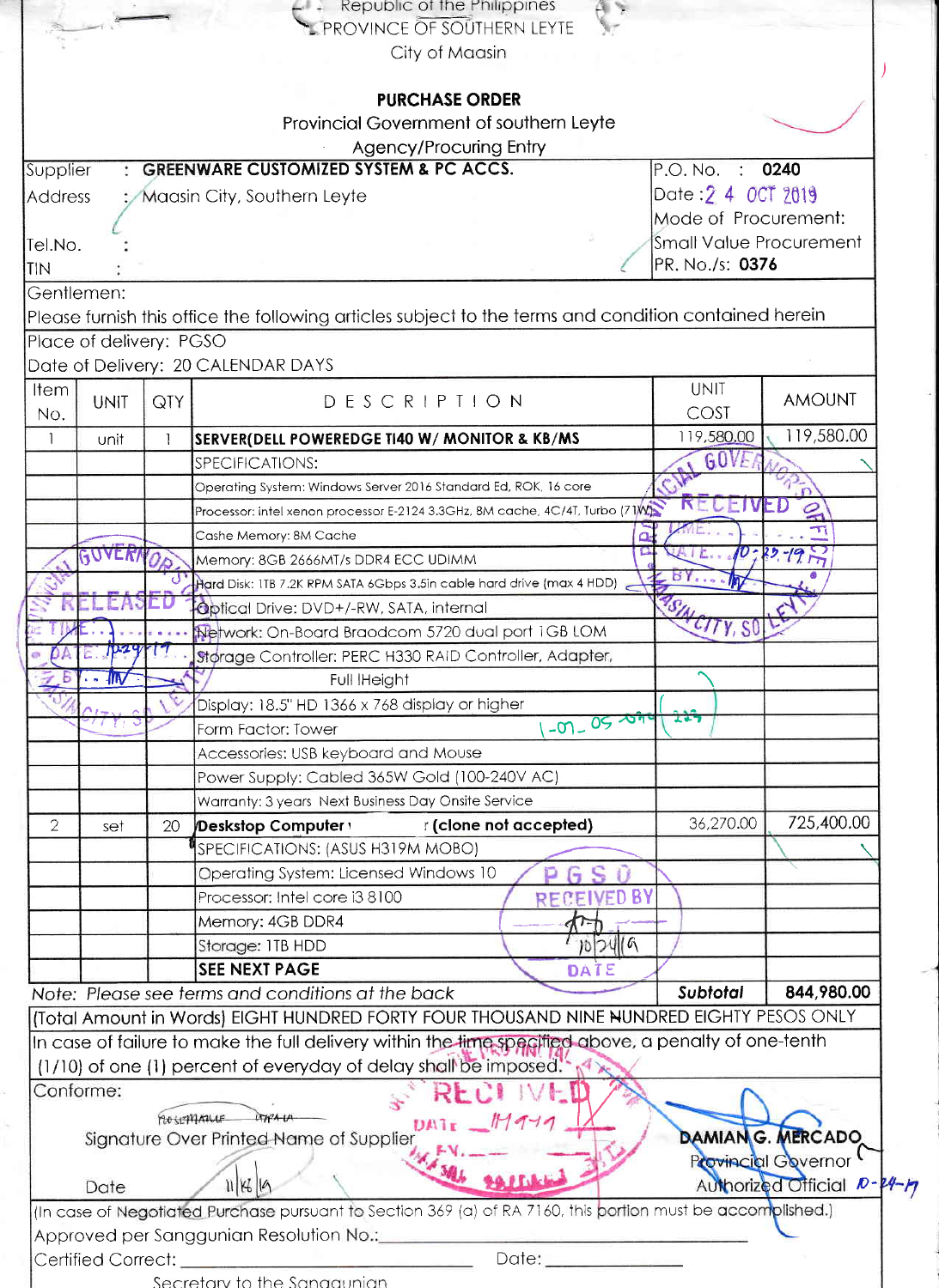Republic of the Philippines
PROVINCE OF SOUTHERN LEYTE
City of Maasin

## PURCHASE ORDER

Provincial Government of southern Leyte
Agency/Procuring Entry

| | |
|---|---|
| Supplier : **GREENWARE CUSTOMIZED SYSTEM & PC ACCS.** | P.O. No. : **0240** |
| Address : Maasin City, Southern Leyte | Date : 24 OCT 2019 |
| | Mode of Procurement: |
| Tel.No. : | Small Value Procurement |
| TIN : | PR. No./s: **0376** |

Gentlemen:
Please furnish this office the following articles subject to the terms and condition contained herein

Place of delivery: PGSO
Date of Delivery: 20 CALENDAR DAYS

| Item No. | UNIT | QTY | DESCRIPTION | UNIT COST | AMOUNT |
|---|---|---|---|---|---|
| 1 | unit | 1 | **SERVER(DELL POWEREDGE TI40 W/ MONITOR & KB/MS** | 119,580.00 | 119,580.00 |
| | | | SPECIFICATIONS: | | |
| | | | Operating System: Windows Server 2016 Standard Ed, ROK, 16 core | | |
| | | | Processor: intel xenon processor E-2124 3.3GHz, 8M cache, 4C/4T, Turbo (71W) | | |
| | | | Cashe Memory: 8M Cache | | |
| | | | Memory: 8GB 2666MT/s DDR4 ECC UDIMM | | |
| | | | Hard Disk: 1TB 7.2K RPM SATA 6Gbps 3.5in cable hard drive (max 4 HDD) | | |
| | | | Optical Drive: DVD+/-RW, SATA, internal | | |
| | | | Network: On-Board Braodcom 5720 dual port 1GB LOM | | |
| | | | Storage Controller: PERC H330 RAID Controller, Adapter, Full IHeight | | |
| | | | Display: 18.5" HD 1366 x 768 display or higher | | |
| | | | Form Factor: Tower | | |
| | | | Accessories: USB keyboard and Mouse | | |
| | | | Power Supply: Cabled 365W Gold (100-240V AC) | | |
| | | | Warranty: 3 years Next Business Day Onsite Service | | |
| 2 | set | 20 | **Deskstop Computer (clone not accepted)** | 36,270.00 | 725,400.00 |
| | | | SPECIFICATIONS: (ASUS H319M MOBO) | | |
| | | | Operating System: Licensed Windows 10 | | |
| | | | Processor: Intel core i3 8100 | | |
| | | | Memory: 4GB DDR4 | | |
| | | | Storage: 1TB HDD | | |
| | | | **SEE NEXT PAGE** | | |
| | | | *Note: Please see terms and conditions at the back* | ***Subtotal*** | **844,980.00** |

(Total Amount in Words) EIGHT HUNDRED FORTY FOUR THOUSAND NINE HUNDRED EIGHTY PESOS ONLY

In case of failure to make the full delivery within the time specified above, a penalty of one-tenth (1/10) of one (1) percent of everyday of delay shall be imposed.

Conforme:

Signature Over Printed Name of Supplier

Date 11/6/19

**DAMIAN G. MERCADO**
Provincial Governor
Authorized Official 10-24-19

(In case of Negotiated Purchase pursuant to Section 369 (a) of RA 7160, this portion must be accomplished.)

Approved per Sanggunian Resolution No.: ____________________

Certified Correct: ____________________ Date: ____________

Secretary to the Sanggunian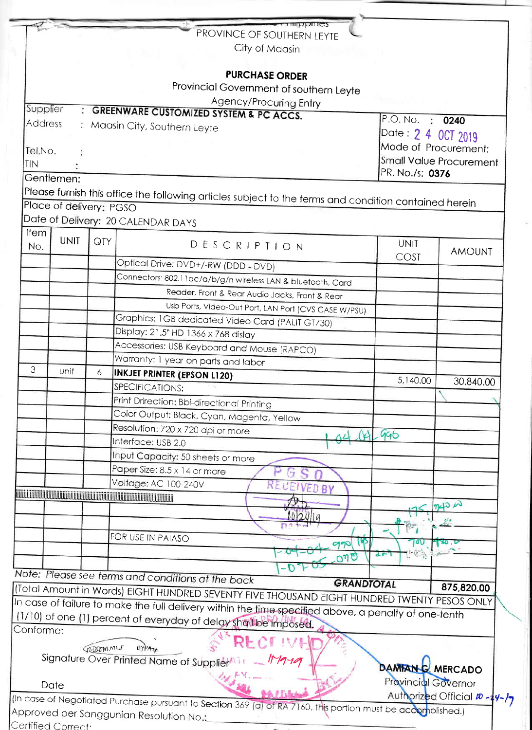Republic of the Philippines
PROVINCE OF SOUTHERN LEYTE
City of Maasin

## PURCHASE ORDER

Provincial Government of southern Leyte
Agency/Procuring Entry

Supplier : **GREENWARE CUSTOMIZED SYSTEM & PC ACCS.**
Address : Maasin City, Southern Leyte
Tel.No. :
TIN :

P.O. No. : **0240**
Date : 24 OCT 2019
Mode of Procurement: Small Value Procurement
PR. No./s: **0376**

Gentlemen:
Please furnish this office the following articles subject to the terms and condition contained herein
Place of delivery: PGSO
Date of Delivery: 20 CALENDAR DAYS

| Item No. | UNIT | QTY | DESCRIPTION | UNIT COST | AMOUNT |
|---|---|---|---|---|---|
| | | | Optical Drive: DVD+/-RW (DDD - DVD) | | |
| | | | Connectors: 802.11ac/a/b/g/n wireless LAN & bluetooth, Card | | |
| | | | Reader, Front & Rear Audio Jacks, Front & Rear | | |
| | | | Usb Ports, Video-Out Port, LAN Port (CVS CASE W/PSU) | | |
| | | | Graphics: 1GB dedicated Video Card (PALIT GT730) | | |
| | | | Display: 21.5" HD 1366 x 768 dislay | | |
| | | | Accessories: USB Keyboard and Mouse (RAPCO) | | |
| | | | Warranty: 1 year on parts and labor | | |
| 3 | unit | 6 | **INKJET PRINTER (EPSON L120)** | 5,140.00 | 30,840.00 |
| | | | SPECIFICATIONS: | | |
| | | | Print Drirection: Bbi-directional Printing | | |
| | | | Color Output: Black, Cyan, Magenta, Yellow | | |
| | | | Resolution: 720 x 720 dpi or more | | |
| | | | Interface: USB 2.0 | | |
| | | | Input Capacity: 50 sheets or more | | |
| | | | Paper Size: 8.5 x 14 or more | | |
| | | | Voltage: AC 100-240V | | |
| | | | FOR USE IN PAIASO | | |

Note: *Please see terms and conditions at the back* **GRANDTOTAL** **875,820.00**

(Total Amount in Words) EIGHT HUNDRED SEVENTY FIVE THOUSAND EIGHT HUNDRED TWENTY PESOS ONLY

In case of failure to make the full delivery within the time specified above, a penalty of one-tenth (1/10) of one (1) percent of everyday of delay shall be imposed.

Conforme:

Signature Over Printed Name of Supplier

Date

**DAMIAN G. MERCADO**
Provincial Governor
Authorized Official

(In case of Negotiated Purchase pursuant to Section 369 (a) of RA 7160, this portion must be accomplished.)
Approved per Sanggunian Resolution No.:\_\_\_\_\_\_\_\_\_\_
Certified Correct: